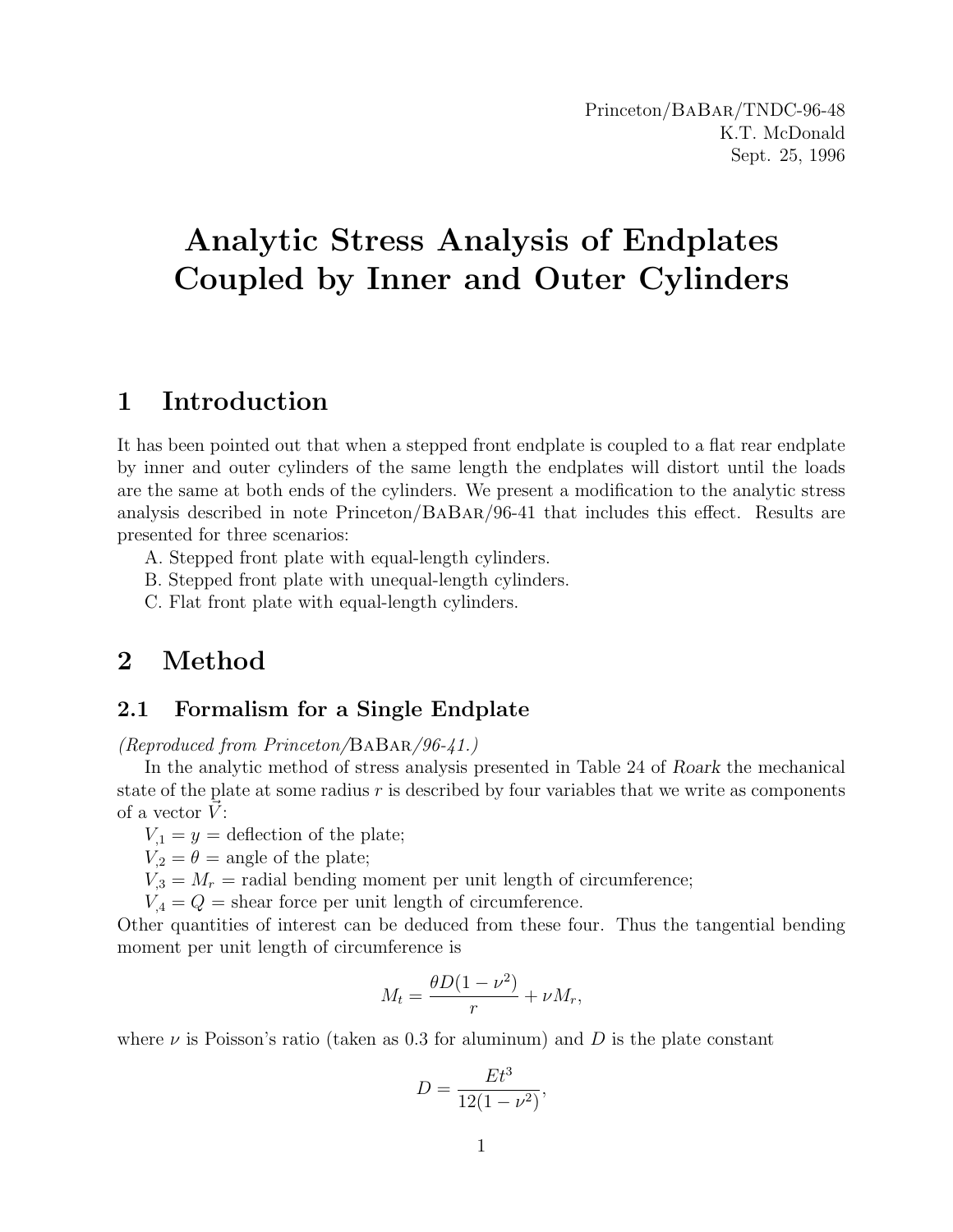Princeton/BaBar/TNDC-96-48
K.T. McDonald
Sept. 25, 1996

# Analytic Stress Analysis of Endplates Coupled by Inner and Outer Cylinders

## 1 Introduction

It has been pointed out that when a stepped front endplate is coupled to a flat rear endplate by inner and outer cylinders of the same length the endplates will distort until the loads are the same at both ends of the cylinders. We present a modification to the analytic stress analysis described in note Princeton/BaBar/96-41 that includes this effect. Results are presented for three scenarios:

A. Stepped front plate with equal-length cylinders.
B. Stepped front plate with unequal-length cylinders.
C. Flat front plate with equal-length cylinders.

## 2 Method

### 2.1 Formalism for a Single Endplate

*(Reproduced from Princeton/BaBar/96-41.)*

In the analytic method of stress analysis presented in Table 24 of *Roark* the mechanical state of the plate at some radius $r$ is described by four variables that we write as components of a vector $\vec{V}$:

$V_{,1} = y$ = deflection of the plate;
$V_{,2} = \theta$ = angle of the plate;
$V_{,3} = M_r$ = radial bending moment per unit length of circumference;
$V_{,4} = Q$ = shear force per unit length of circumference.

Other quantities of interest can be deduced from these four. Thus the tangential bending moment per unit length of circumference is

$$M_t = \frac{\theta D(1-\nu^2)}{r} + \nu M_r,$$

where $\nu$ is Poisson's ratio (taken as 0.3 for aluminum) and $D$ is the plate constant

$$D = \frac{Et^3}{12(1-\nu^2)},$$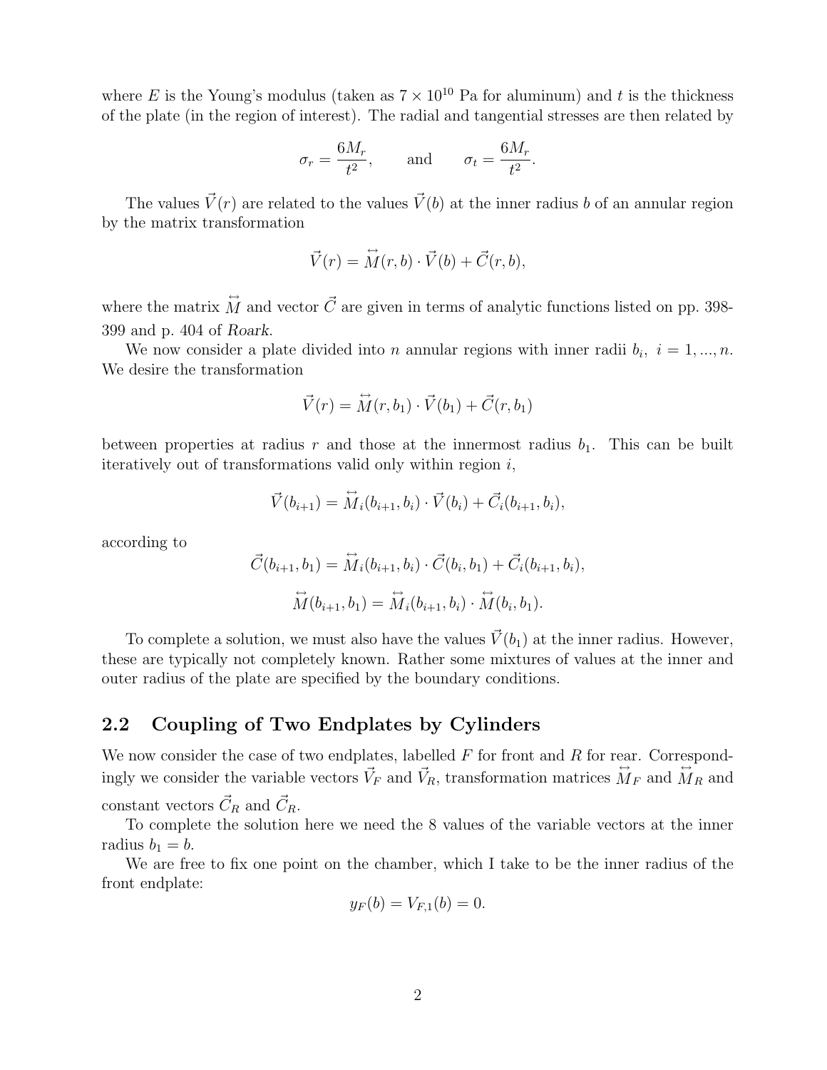where $E$ is the Young's modulus (taken as $7 \times 10^{10}$ Pa for aluminum) and $t$ is the thickness of the plate (in the region of interest). The radial and tangential stresses are then related by

$$\sigma_r = \frac{6M_r}{t^2}, \qquad \text{and} \qquad \sigma_t = \frac{6M_r}{t^2}.$$

The values $\vec{V}(r)$ are related to the values $\vec{V}(b)$ at the inner radius $b$ of an annular region by the matrix transformation

$$\vec{V}(r) = \overleftrightarrow{M}(r, b) \cdot \vec{V}(b) + \vec{C}(r, b),$$

where the matrix $\overleftrightarrow{M}$ and vector $\vec{C}$ are given in terms of analytic functions listed on pp. 398-399 and p. 404 of *Roark*.

We now consider a plate divided into $n$ annular regions with inner radii $b_i$, $i = 1, ..., n$. We desire the transformation

$$\vec{V}(r) = \overleftrightarrow{M}(r, b_1) \cdot \vec{V}(b_1) + \vec{C}(r, b_1)$$

between properties at radius $r$ and those at the innermost radius $b_1$. This can be built iteratively out of transformations valid only within region $i$,

$$\vec{V}(b_{i+1}) = \overleftrightarrow{M}_i(b_{i+1}, b_i) \cdot \vec{V}(b_i) + \vec{C}_i(b_{i+1}, b_i),$$

according to

$$\vec{C}(b_{i+1}, b_1) = \overleftrightarrow{M}_i(b_{i+1}, b_i) \cdot \vec{C}(b_i, b_1) + \vec{C}_i(b_{i+1}, b_i),$$

$$\overleftrightarrow{M}(b_{i+1}, b_1) = \overleftrightarrow{M}_i(b_{i+1}, b_i) \cdot \overleftrightarrow{M}(b_i, b_1).$$

To complete a solution, we must also have the values $\vec{V}(b_1)$ at the inner radius. However, these are typically not completely known. Rather some mixtures of values at the inner and outer radius of the plate are specified by the boundary conditions.

## 2.2 Coupling of Two Endplates by Cylinders

We now consider the case of two endplates, labelled $F$ for front and $R$ for rear. Correspondingly we consider the variable vectors $\vec{V}_F$ and $\vec{V}_R$, transformation matrices $\overleftrightarrow{M}_F$ and $\overleftrightarrow{M}_R$ and constant vectors $\vec{C}_R$ and $\vec{C}_R$.

To complete the solution here we need the 8 values of the variable vectors at the inner radius $b_1 = b$.

We are free to fix one point on the chamber, which I take to be the inner radius of the front endplate:

$$y_F(b) = V_{F,1}(b) = 0.$$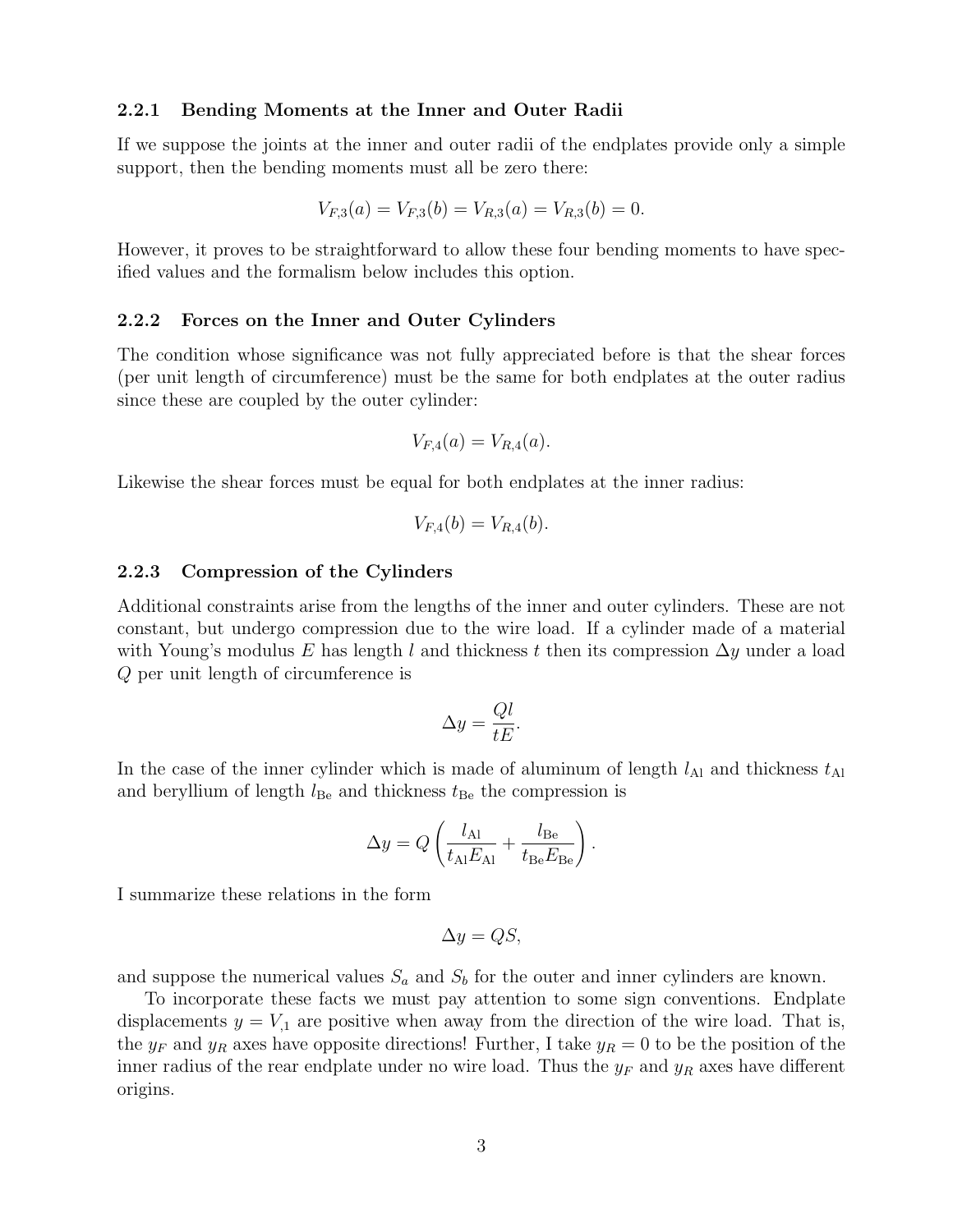### 2.2.1 Bending Moments at the Inner and Outer Radii

If we suppose the joints at the inner and outer radii of the endplates provide only a simple support, then the bending moments must all be zero there:

$$V_{F,3}(a) = V_{F,3}(b) = V_{R,3}(a) = V_{R,3}(b) = 0.$$

However, it proves to be straightforward to allow these four bending moments to have specified values and the formalism below includes this option.

### 2.2.2 Forces on the Inner and Outer Cylinders

The condition whose significance was not fully appreciated before is that the shear forces (per unit length of circumference) must be the same for both endplates at the outer radius since these are coupled by the outer cylinder:

$$V_{F,4}(a) = V_{R,4}(a).$$

Likewise the shear forces must be equal for both endplates at the inner radius:

$$V_{F,4}(b) = V_{R,4}(b).$$

### 2.2.3 Compression of the Cylinders

Additional constraints arise from the lengths of the inner and outer cylinders. These are not constant, but undergo compression due to the wire load. If a cylinder made of a material with Young's modulus $E$ has length $l$ and thickness $t$ then its compression $\Delta y$ under a load $Q$ per unit length of circumference is

$$\Delta y = \frac{Ql}{tE}.$$

In the case of the inner cylinder which is made of aluminum of length $l_{\rm Al}$ and thickness $t_{\rm Al}$ and beryllium of length $l_{\rm Be}$ and thickness $t_{\rm Be}$ the compression is

$$\Delta y = Q\left(\frac{l_{\rm Al}}{t_{\rm Al}E_{\rm Al}} + \frac{l_{\rm Be}}{t_{\rm Be}E_{\rm Be}}\right).$$

I summarize these relations in the form

$$\Delta y = QS,$$

and suppose the numerical values $S_a$ and $S_b$ for the outer and inner cylinders are known.

To incorporate these facts we must pay attention to some sign conventions. Endplate displacements $y = V_{,1}$ are positive when away from the direction of the wire load. That is, the $y_F$ and $y_R$ axes have opposite directions! Further, I take $y_R = 0$ to be the position of the inner radius of the rear endplate under no wire load. Thus the $y_F$ and $y_R$ axes have different origins.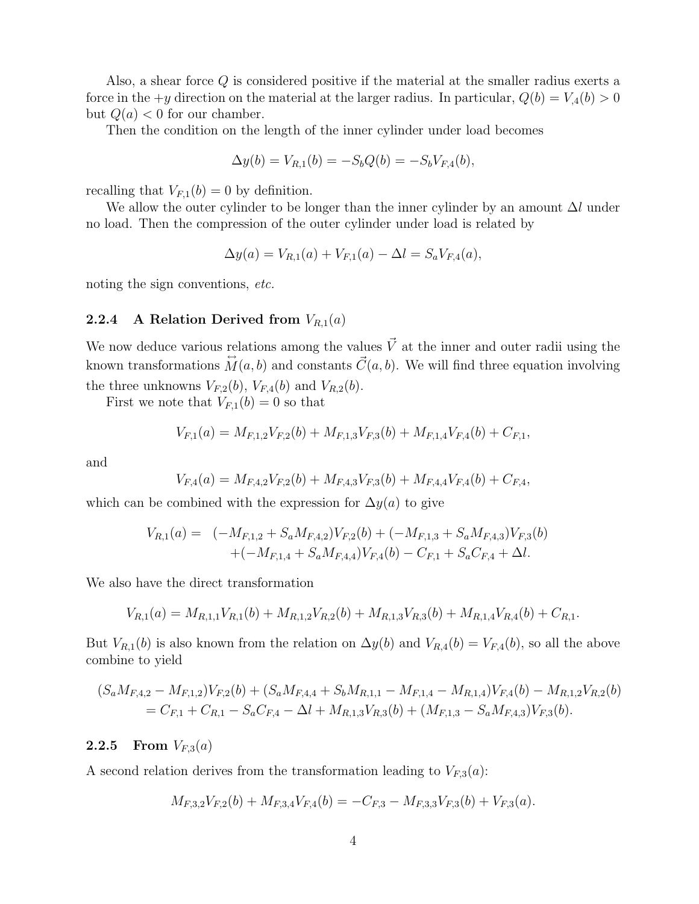Also, a shear force $Q$ is considered positive if the material at the smaller radius exerts a force in the $+y$ direction on the material at the larger radius. In particular, $Q(b) = V_{,4}(b) > 0$ but $Q(a) < 0$ for our chamber.

Then the condition on the length of the inner cylinder under load becomes

$$\Delta y(b) = V_{R,1}(b) = -S_b Q(b) = -S_b V_{F,4}(b),$$

recalling that $V_{F,1}(b) = 0$ by definition.

We allow the outer cylinder to be longer than the inner cylinder by an amount $\Delta l$ under no load. Then the compression of the outer cylinder under load is related by

$$\Delta y(a) = V_{R,1}(a) + V_{F,1}(a) - \Delta l = S_a V_{F,4}(a),$$

noting the sign conventions, *etc.*

### 2.2.4 A Relation Derived from $V_{R,1}(a)$

We now deduce various relations among the values $\vec{V}$ at the inner and outer radii using the known transformations $\overleftrightarrow{M}(a,b)$ and constants $\vec{C}(a,b)$. We will find three equation involving the three unknowns $V_{F,2}(b)$, $V_{F,4}(b)$ and $V_{R,2}(b)$.

First we note that $V_{F,1}(b) = 0$ so that

$$V_{F,1}(a) = M_{F,1,2}V_{F,2}(b) + M_{F,1,3}V_{F,3}(b) + M_{F,1,4}V_{F,4}(b) + C_{F,1},$$

and

$$V_{F,4}(a) = M_{F,4,2}V_{F,2}(b) + M_{F,4,3}V_{F,3}(b) + M_{F,4,4}V_{F,4}(b) + C_{F,4},$$

which can be combined with the expression for $\Delta y(a)$ to give

$$\begin{aligned} V_{R,1}(a) = \; & (-M_{F,1,2} + S_a M_{F,4,2})V_{F,2}(b) + (-M_{F,1,3} + S_a M_{F,4,3})V_{F,3}(b) \\ & + (-M_{F,1,4} + S_a M_{F,4,4})V_{F,4}(b) - C_{F,1} + S_a C_{F,4} + \Delta l. \end{aligned}$$

We also have the direct transformation

$$V_{R,1}(a) = M_{R,1,1}V_{R,1}(b) + M_{R,1,2}V_{R,2}(b) + M_{R,1,3}V_{R,3}(b) + M_{R,1,4}V_{R,4}(b) + C_{R,1}.$$

But $V_{R,1}(b)$ is also known from the relation on $\Delta y(b)$ and $V_{R,4}(b) = V_{F,4}(b)$, so all the above combine to yield

$$\begin{aligned} &(S_a M_{F,4,2} - M_{F,1,2})V_{F,2}(b) + (S_a M_{F,4,4} + S_b M_{R,1,1} - M_{F,1,4} - M_{R,1,4})V_{F,4}(b) - M_{R,1,2}V_{R,2}(b) \\ &\quad = C_{F,1} + C_{R,1} - S_a C_{F,4} - \Delta l + M_{R,1,3}V_{R,3}(b) + (M_{F,1,3} - S_a M_{F,4,3})V_{F,3}(b). \end{aligned}$$

### 2.2.5 From $V_{F,3}(a)$

A second relation derives from the transformation leading to $V_{F,3}(a)$:

$$M_{F,3,2}V_{F,2}(b) + M_{F,3,4}V_{F,4}(b) = -C_{F,3} - M_{F,3,3}V_{F,3}(b) + V_{F,3}(a).$$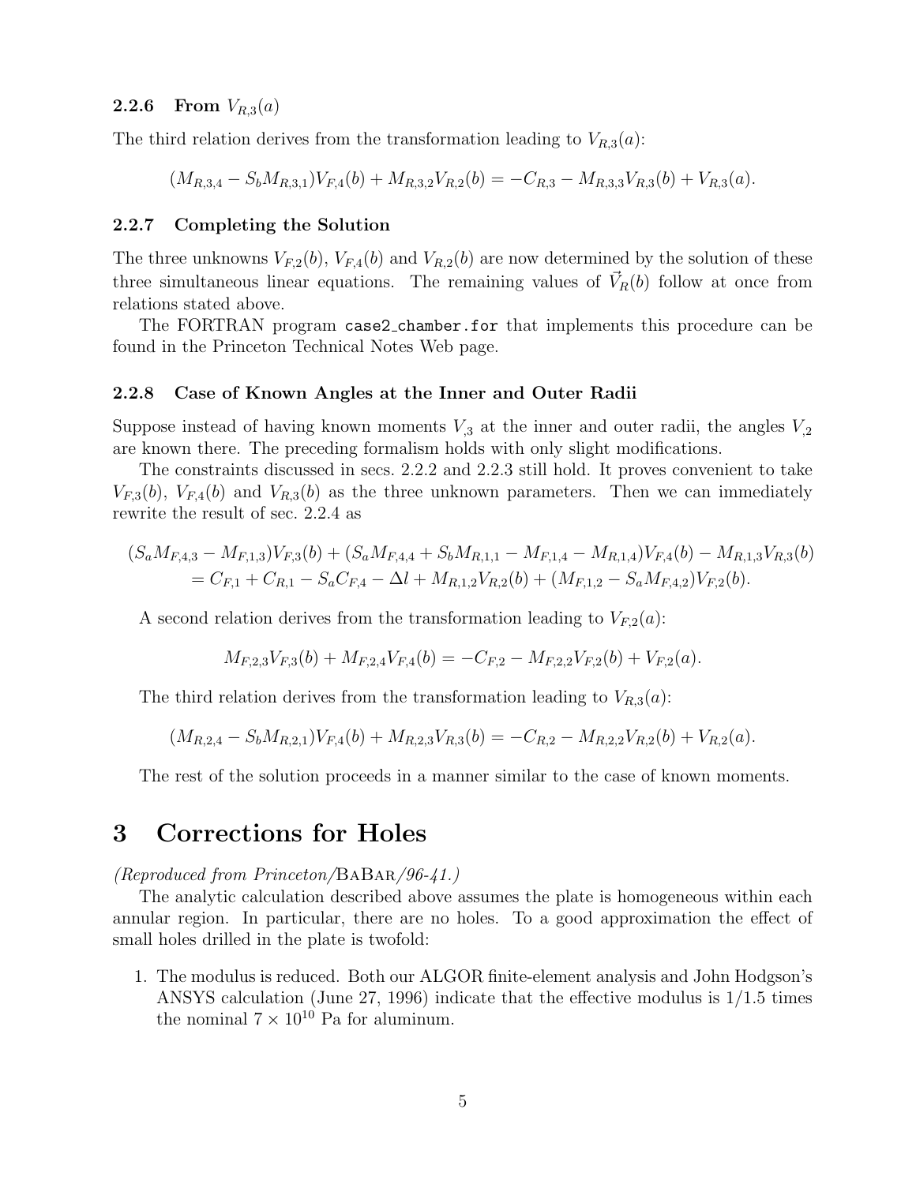#### 2.2.6 From $V_{R,3}(a)$

The third relation derives from the transformation leading to $V_{R,3}(a)$:

$$(M_{R,3,4} - S_b M_{R,3,1})V_{F,4}(b) + M_{R,3,2}V_{R,2}(b) = -C_{R,3} - M_{R,3,3}V_{R,3}(b) + V_{R,3}(a).$$

#### 2.2.7 Completing the Solution

The three unknowns $V_{F,2}(b)$, $V_{F,4}(b)$ and $V_{R,2}(b)$ are now determined by the solution of these three simultaneous linear equations. The remaining values of $\vec{V}_R(b)$ follow at once from relations stated above.

The FORTRAN program `case2_chamber.for` that implements this procedure can be found in the Princeton Technical Notes Web page.

#### 2.2.8 Case of Known Angles at the Inner and Outer Radii

Suppose instead of having known moments $V_{,3}$ at the inner and outer radii, the angles $V_{,2}$ are known there. The preceding formalism holds with only slight modifications.

The constraints discussed in secs. 2.2.2 and 2.2.3 still hold. It proves convenient to take $V_{F,3}(b)$, $V_{F,4}(b)$ and $V_{R,3}(b)$ as the three unknown parameters. Then we can immediately rewrite the result of sec. 2.2.4 as

$$(S_a M_{F,4,3} - M_{F,1,3})V_{F,3}(b) + (S_a M_{F,4,4} + S_b M_{R,1,1} - M_{F,1,4} - M_{R,1,4})V_{F,4}(b) - M_{R,1,3}V_{R,3}(b)$$
$$= C_{F,1} + C_{R,1} - S_a C_{F,4} - \Delta l + M_{R,1,2}V_{R,2}(b) + (M_{F,1,2} - S_a M_{F,4,2})V_{F,2}(b).$$

A second relation derives from the transformation leading to $V_{F,2}(a)$:

$$M_{F,2,3}V_{F,3}(b) + M_{F,2,4}V_{F,4}(b) = -C_{F,2} - M_{F,2,2}V_{F,2}(b) + V_{F,2}(a).$$

The third relation derives from the transformation leading to $V_{R,3}(a)$:

$$(M_{R,2,4} - S_b M_{R,2,1})V_{F,4}(b) + M_{R,2,3}V_{R,3}(b) = -C_{R,2} - M_{R,2,2}V_{R,2}(b) + V_{R,2}(a).$$

The rest of the solution proceeds in a manner similar to the case of known moments.

# 3 Corrections for Holes

*(Reproduced from Princeton/BaBar/96-41.)*

The analytic calculation described above assumes the plate is homogeneous within each annular region. In particular, there are no holes. To a good approximation the effect of small holes drilled in the plate is twofold:

1. The modulus is reduced. Both our ALGOR finite-element analysis and John Hodgson's ANSYS calculation (June 27, 1996) indicate that the effective modulus is 1/1.5 times the nominal $7 \times 10^{10}$ Pa for aluminum.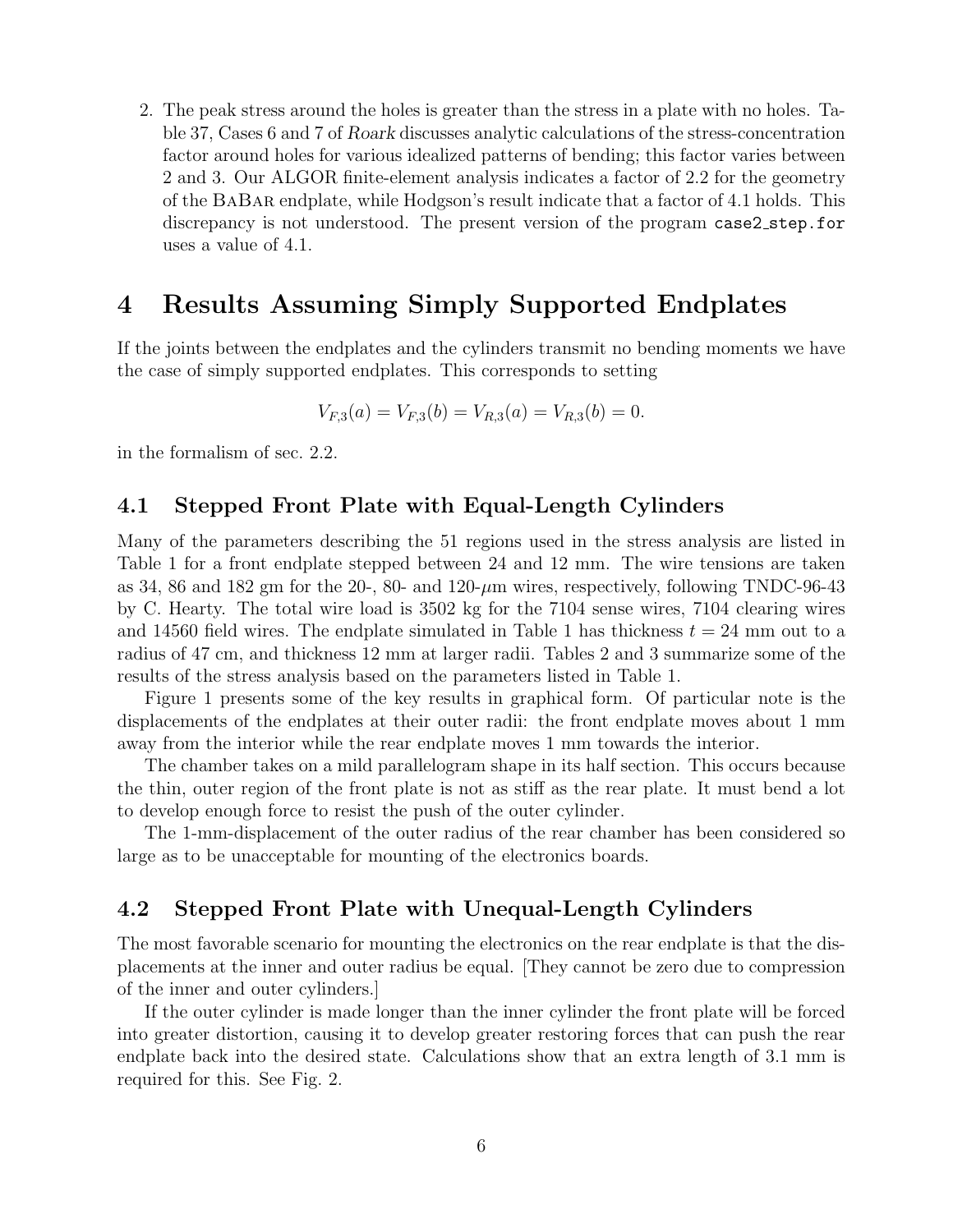2. The peak stress around the holes is greater than the stress in a plate with no holes. Table 37, Cases 6 and 7 of *Roark* discusses analytic calculations of the stress-concentration factor around holes for various idealized patterns of bending; this factor varies between 2 and 3. Our ALGOR finite-element analysis indicates a factor of 2.2 for the geometry of the BaBar endplate, while Hodgson's result indicate that a factor of 4.1 holds. This discrepancy is not understood. The present version of the program `case2_step.for` uses a value of 4.1.

# 4 Results Assuming Simply Supported Endplates

If the joints between the endplates and the cylinders transmit no bending moments we have the case of simply supported endplates. This corresponds to setting

$$V_{F,3}(a) = V_{F,3}(b) = V_{R,3}(a) = V_{R,3}(b) = 0.$$

in the formalism of sec. 2.2.

## 4.1 Stepped Front Plate with Equal-Length Cylinders

Many of the parameters describing the 51 regions used in the stress analysis are listed in Table 1 for a front endplate stepped between 24 and 12 mm. The wire tensions are taken as 34, 86 and 182 gm for the 20-, 80- and 120-$\mu$m wires, respectively, following TNDC-96-43 by C. Hearty. The total wire load is 3502 kg for the 7104 sense wires, 7104 clearing wires and 14560 field wires. The endplate simulated in Table 1 has thickness $t = 24$ mm out to a radius of 47 cm, and thickness 12 mm at larger radii. Tables 2 and 3 summarize some of the results of the stress analysis based on the parameters listed in Table 1.

Figure 1 presents some of the key results in graphical form. Of particular note is the displacements of the endplates at their outer radii: the front endplate moves about 1 mm away from the interior while the rear endplate moves 1 mm towards the interior.

The chamber takes on a mild parallelogram shape in its half section. This occurs because the thin, outer region of the front plate is not as stiff as the rear plate. It must bend a lot to develop enough force to resist the push of the outer cylinder.

The 1-mm-displacement of the outer radius of the rear chamber has been considered so large as to be unacceptable for mounting of the electronics boards.

## 4.2 Stepped Front Plate with Unequal-Length Cylinders

The most favorable scenario for mounting the electronics on the rear endplate is that the displacements at the inner and outer radius be equal. [They cannot be zero due to compression of the inner and outer cylinders.]

If the outer cylinder is made longer than the inner cylinder the front plate will be forced into greater distortion, causing it to develop greater restoring forces that can push the rear endplate back into the desired state. Calculations show that an extra length of 3.1 mm is required for this. See Fig. 2.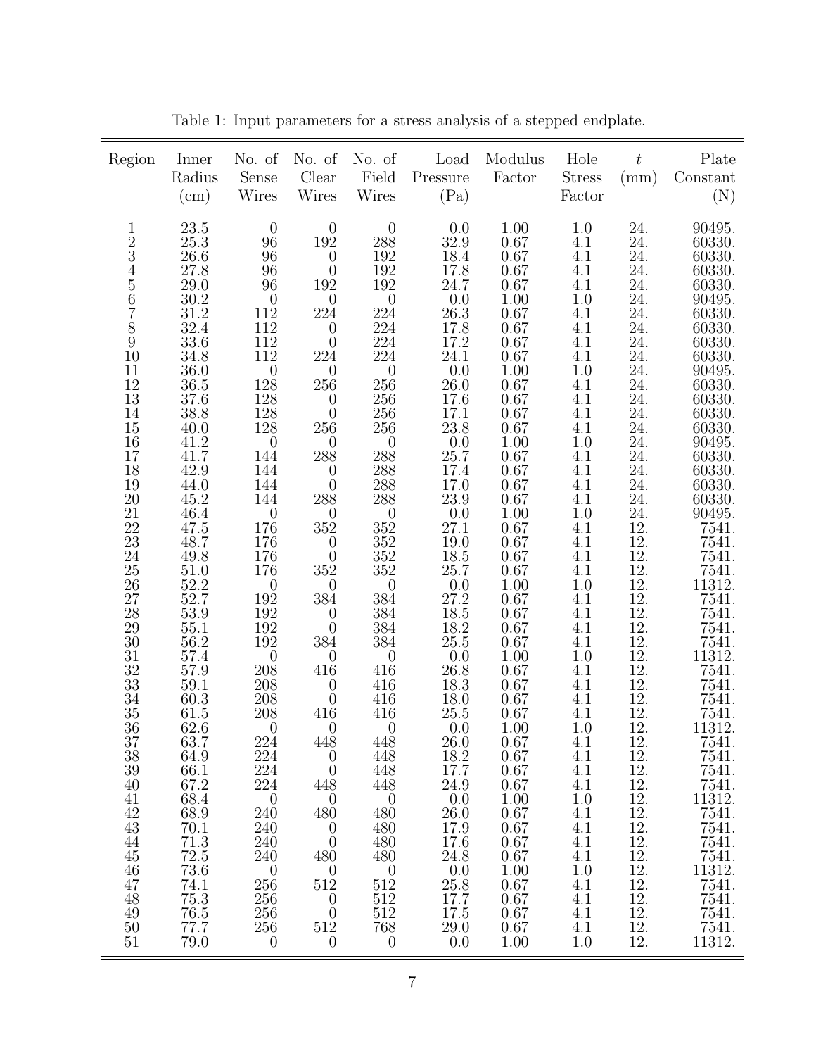Table 1: Input parameters for a stress analysis of a stepped endplate.

| Region | Inner Radius (cm) | No. of Sense Wires | No. of Clear Wires | No. of Field Wires | Load Pressure (Pa) | Modulus Factor | Hole Stress Factor | $t$ (mm) | Plate Constant (N) |
|---|---|---|---|---|---|---|---|---|---|
| 1 | 23.5 | 0 | 0 | 0 | 0.0 | 1.00 | 1.0 | 24. | 90495. |
| 2 | 25.3 | 96 | 192 | 288 | 32.9 | 0.67 | 4.1 | 24. | 60330. |
| 3 | 26.6 | 96 | 0 | 192 | 18.4 | 0.67 | 4.1 | 24. | 60330. |
| 4 | 27.8 | 96 | 0 | 192 | 17.8 | 0.67 | 4.1 | 24. | 60330. |
| 5 | 29.0 | 96 | 192 | 192 | 24.7 | 0.67 | 4.1 | 24. | 60330. |
| 6 | 30.2 | 0 | 0 | 0 | 0.0 | 1.00 | 1.0 | 24. | 90495. |
| 7 | 31.2 | 112 | 224 | 224 | 26.3 | 0.67 | 4.1 | 24. | 60330. |
| 8 | 32.4 | 112 | 0 | 224 | 17.8 | 0.67 | 4.1 | 24. | 60330. |
| 9 | 33.6 | 112 | 0 | 224 | 17.2 | 0.67 | 4.1 | 24. | 60330. |
| 10 | 34.8 | 112 | 224 | 224 | 24.1 | 0.67 | 4.1 | 24. | 60330. |
| 11 | 36.0 | 0 | 0 | 0 | 0.0 | 1.00 | 1.0 | 24. | 90495. |
| 12 | 36.5 | 128 | 256 | 256 | 26.0 | 0.67 | 4.1 | 24. | 60330. |
| 13 | 37.6 | 128 | 0 | 256 | 17.6 | 0.67 | 4.1 | 24. | 60330. |
| 14 | 38.8 | 128 | 0 | 256 | 17.1 | 0.67 | 4.1 | 24. | 60330. |
| 15 | 40.0 | 128 | 256 | 256 | 23.8 | 0.67 | 4.1 | 24. | 60330. |
| 16 | 41.2 | 0 | 0 | 0 | 0.0 | 1.00 | 1.0 | 24. | 90495. |
| 17 | 41.7 | 144 | 288 | 288 | 25.7 | 0.67 | 4.1 | 24. | 60330. |
| 18 | 42.9 | 144 | 0 | 288 | 17.4 | 0.67 | 4.1 | 24. | 60330. |
| 19 | 44.0 | 144 | 0 | 288 | 17.0 | 0.67 | 4.1 | 24. | 60330. |
| 20 | 45.2 | 144 | 288 | 288 | 23.9 | 0.67 | 4.1 | 24. | 60330. |
| 21 | 46.4 | 0 | 0 | 0 | 0.0 | 1.00 | 1.0 | 24. | 90495. |
| 22 | 47.5 | 176 | 352 | 352 | 27.1 | 0.67 | 4.1 | 12. | 7541. |
| 23 | 48.7 | 176 | 0 | 352 | 19.0 | 0.67 | 4.1 | 12. | 7541. |
| 24 | 49.8 | 176 | 0 | 352 | 18.5 | 0.67 | 4.1 | 12. | 7541. |
| 25 | 51.0 | 176 | 352 | 352 | 25.7 | 0.67 | 4.1 | 12. | 7541. |
| 26 | 52.2 | 0 | 0 | 0 | 0.0 | 1.00 | 1.0 | 12. | 11312. |
| 27 | 52.7 | 192 | 384 | 384 | 27.2 | 0.67 | 4.1 | 12. | 7541. |
| 28 | 53.9 | 192 | 0 | 384 | 18.5 | 0.67 | 4.1 | 12. | 7541. |
| 29 | 55.1 | 192 | 0 | 384 | 18.2 | 0.67 | 4.1 | 12. | 7541. |
| 30 | 56.2 | 192 | 384 | 384 | 25.5 | 0.67 | 4.1 | 12. | 7541. |
| 31 | 57.4 | 0 | 0 | 0 | 0.0 | 1.00 | 1.0 | 12. | 11312. |
| 32 | 57.9 | 208 | 416 | 416 | 26.8 | 0.67 | 4.1 | 12. | 7541. |
| 33 | 59.1 | 208 | 0 | 416 | 18.3 | 0.67 | 4.1 | 12. | 7541. |
| 34 | 60.3 | 208 | 0 | 416 | 18.0 | 0.67 | 4.1 | 12. | 7541. |
| 35 | 61.5 | 208 | 416 | 416 | 25.5 | 0.67 | 4.1 | 12. | 7541. |
| 36 | 62.6 | 0 | 0 | 0 | 0.0 | 1.00 | 1.0 | 12. | 11312. |
| 37 | 63.7 | 224 | 448 | 448 | 26.0 | 0.67 | 4.1 | 12. | 7541. |
| 38 | 64.9 | 224 | 0 | 448 | 18.2 | 0.67 | 4.1 | 12. | 7541. |
| 39 | 66.1 | 224 | 0 | 448 | 17.7 | 0.67 | 4.1 | 12. | 7541. |
| 40 | 67.2 | 224 | 448 | 448 | 24.9 | 0.67 | 4.1 | 12. | 7541. |
| 41 | 68.4 | 0 | 0 | 0 | 0.0 | 1.00 | 1.0 | 12. | 11312. |
| 42 | 68.9 | 240 | 480 | 480 | 26.0 | 0.67 | 4.1 | 12. | 7541. |
| 43 | 70.1 | 240 | 0 | 480 | 17.9 | 0.67 | 4.1 | 12. | 7541. |
| 44 | 71.3 | 240 | 0 | 480 | 17.6 | 0.67 | 4.1 | 12. | 7541. |
| 45 | 72.5 | 240 | 480 | 480 | 24.8 | 0.67 | 4.1 | 12. | 7541. |
| 46 | 73.6 | 0 | 0 | 0 | 0.0 | 1.00 | 1.0 | 12. | 11312. |
| 47 | 74.1 | 256 | 512 | 512 | 25.8 | 0.67 | 4.1 | 12. | 7541. |
| 48 | 75.3 | 256 | 0 | 512 | 17.7 | 0.67 | 4.1 | 12. | 7541. |
| 49 | 76.5 | 256 | 0 | 512 | 17.5 | 0.67 | 4.1 | 12. | 7541. |
| 50 | 77.7 | 256 | 512 | 768 | 29.0 | 0.67 | 4.1 | 12. | 7541. |
| 51 | 79.0 | 0 | 0 | 0 | 0.0 | 1.00 | 1.0 | 12. | 11312. |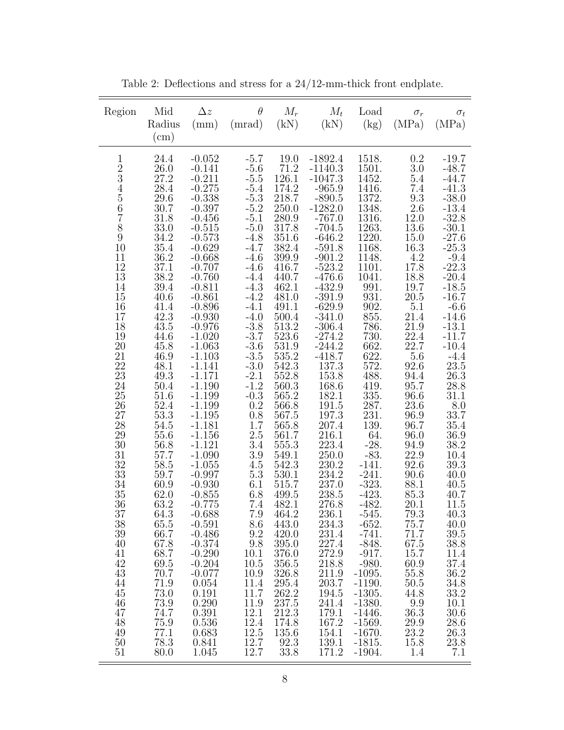Table 2: Deflections and stress for a 24/12-mm-thick front endplate.

| Region | Mid Radius (cm) | $\Delta z$ (mm) | $\theta$ (mrad) | $M_r$ (kN) | $M_t$ (kN) | Load (kg) | $\sigma_r$ (MPa) | $\sigma_t$ (MPa) |
|---|---|---|---|---|---|---|---|---|
| 1 | 24.4 | -0.052 | -5.7 | 19.0 | -1892.4 | 1518. | 0.2 | -19.7 |
| 2 | 26.0 | -0.141 | -5.6 | 71.2 | -1140.3 | 1501. | 3.0 | -48.7 |
| 3 | 27.2 | -0.211 | -5.5 | 126.1 | -1047.3 | 1452. | 5.4 | -44.7 |
| 4 | 28.4 | -0.275 | -5.4 | 174.2 | -965.9 | 1416. | 7.4 | -41.3 |
| 5 | 29.6 | -0.338 | -5.3 | 218.7 | -890.5 | 1372. | 9.3 | -38.0 |
| 6 | 30.7 | -0.397 | -5.2 | 250.0 | -1282.0 | 1348. | 2.6 | -13.4 |
| 7 | 31.8 | -0.456 | -5.1 | 280.9 | -767.0 | 1316. | 12.0 | -32.8 |
| 8 | 33.0 | -0.515 | -5.0 | 317.8 | -704.5 | 1263. | 13.6 | -30.1 |
| 9 | 34.2 | -0.573 | -4.8 | 351.6 | -646.2 | 1220. | 15.0 | -27.6 |
| 10 | 35.4 | -0.629 | -4.7 | 382.4 | -591.8 | 1168. | 16.3 | -25.3 |
| 11 | 36.2 | -0.668 | -4.6 | 399.9 | -901.2 | 1148. | 4.2 | -9.4 |
| 12 | 37.1 | -0.707 | -4.6 | 416.7 | -523.2 | 1101. | 17.8 | -22.3 |
| 13 | 38.2 | -0.760 | -4.4 | 440.7 | -476.6 | 1041. | 18.8 | -20.4 |
| 14 | 39.4 | -0.811 | -4.3 | 462.1 | -432.9 | 991. | 19.7 | -18.5 |
| 15 | 40.6 | -0.861 | -4.2 | 481.0 | -391.9 | 931. | 20.5 | -16.7 |
| 16 | 41.4 | -0.896 | -4.1 | 491.1 | -629.9 | 902. | 5.1 | -6.6 |
| 17 | 42.3 | -0.930 | -4.0 | 500.4 | -341.0 | 855. | 21.4 | -14.6 |
| 18 | 43.5 | -0.976 | -3.8 | 513.2 | -306.4 | 786. | 21.9 | -13.1 |
| 19 | 44.6 | -1.020 | -3.7 | 523.6 | -274.2 | 730. | 22.4 | -11.7 |
| 20 | 45.8 | -1.063 | -3.6 | 531.9 | -244.2 | 662. | 22.7 | -10.4 |
| 21 | 46.9 | -1.103 | -3.5 | 535.2 | -418.7 | 622. | 5.6 | -4.4 |
| 22 | 48.1 | -1.141 | -3.0 | 542.3 | 137.3 | 572. | 92.6 | 23.5 |
| 23 | 49.3 | -1.171 | -2.1 | 552.8 | 153.8 | 488. | 94.4 | 26.3 |
| 24 | 50.4 | -1.190 | -1.2 | 560.3 | 168.6 | 419. | 95.7 | 28.8 |
| 25 | 51.6 | -1.199 | -0.3 | 565.2 | 182.1 | 335. | 96.6 | 31.1 |
| 26 | 52.4 | -1.199 | 0.2 | 566.8 | 191.5 | 287. | 23.6 | 8.0 |
| 27 | 53.3 | -1.195 | 0.8 | 567.5 | 197.3 | 231. | 96.9 | 33.7 |
| 28 | 54.5 | -1.181 | 1.7 | 565.8 | 207.4 | 139. | 96.7 | 35.4 |
| 29 | 55.6 | -1.156 | 2.5 | 561.7 | 216.1 | 64. | 96.0 | 36.9 |
| 30 | 56.8 | -1.121 | 3.4 | 555.3 | 223.4 | -28. | 94.9 | 38.2 |
| 31 | 57.7 | -1.090 | 3.9 | 549.1 | 250.0 | -83. | 22.9 | 10.4 |
| 32 | 58.5 | -1.055 | 4.5 | 542.3 | 230.2 | -141. | 92.6 | 39.3 |
| 33 | 59.7 | -0.997 | 5.3 | 530.1 | 234.2 | -241. | 90.6 | 40.0 |
| 34 | 60.9 | -0.930 | 6.1 | 515.7 | 237.0 | -323. | 88.1 | 40.5 |
| 35 | 62.0 | -0.855 | 6.8 | 499.5 | 238.5 | -423. | 85.3 | 40.7 |
| 36 | 63.2 | -0.775 | 7.4 | 482.1 | 276.8 | -482. | 20.1 | 11.5 |
| 37 | 64.3 | -0.688 | 7.9 | 464.2 | 236.1 | -545. | 79.3 | 40.3 |
| 38 | 65.5 | -0.591 | 8.6 | 443.0 | 234.3 | -652. | 75.7 | 40.0 |
| 39 | 66.7 | -0.486 | 9.2 | 420.0 | 231.4 | -741. | 71.7 | 39.5 |
| 40 | 67.8 | -0.374 | 9.8 | 395.0 | 227.4 | -848. | 67.5 | 38.8 |
| 41 | 68.7 | -0.290 | 10.1 | 376.0 | 272.9 | -917. | 15.7 | 11.4 |
| 42 | 69.5 | -0.204 | 10.5 | 356.5 | 218.8 | -980. | 60.9 | 37.4 |
| 43 | 70.7 | -0.077 | 10.9 | 326.8 | 211.9 | -1095. | 55.8 | 36.2 |
| 44 | 71.9 | 0.054 | 11.4 | 295.4 | 203.7 | -1190. | 50.5 | 34.8 |
| 45 | 73.0 | 0.191 | 11.7 | 262.2 | 194.5 | -1305. | 44.8 | 33.2 |
| 46 | 73.9 | 0.290 | 11.9 | 237.5 | 241.4 | -1380. | 9.9 | 10.1 |
| 47 | 74.7 | 0.391 | 12.1 | 212.3 | 179.1 | -1446. | 36.3 | 30.6 |
| 48 | 75.9 | 0.536 | 12.4 | 174.8 | 167.2 | -1569. | 29.9 | 28.6 |
| 49 | 77.1 | 0.683 | 12.5 | 135.6 | 154.1 | -1670. | 23.2 | 26.3 |
| 50 | 78.3 | 0.841 | 12.7 | 92.3 | 139.1 | -1815. | 15.8 | 23.8 |
| 51 | 80.0 | 1.045 | 12.7 | 33.8 | 171.2 | -1904. | 1.4 | 7.1 |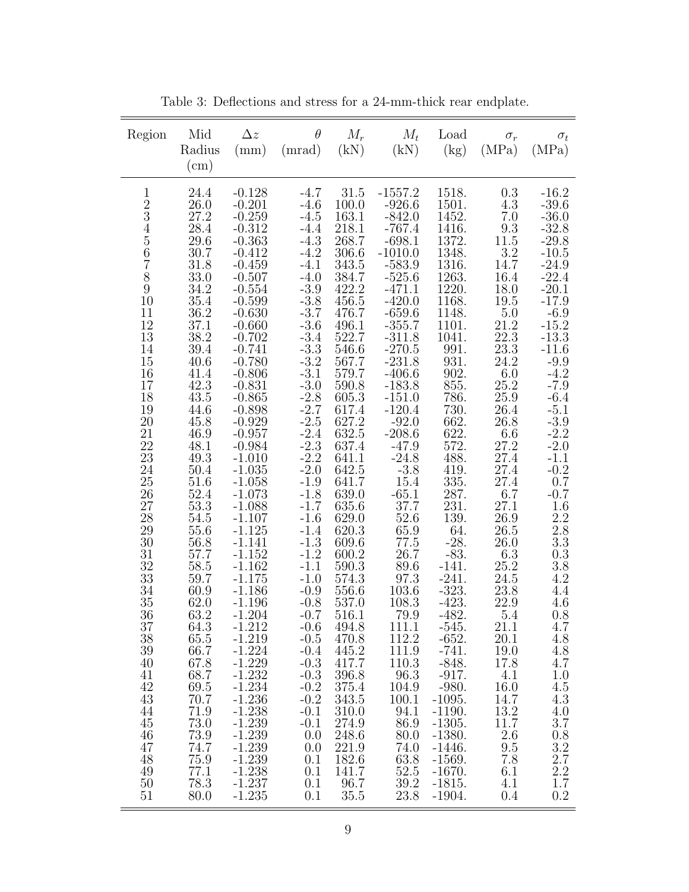Table 3: Deflections and stress for a 24-mm-thick rear endplate.

| Region | Mid Radius (cm) | $\Delta z$ (mm) | $\theta$ (mrad) | $M_r$ (kN) | $M_t$ (kN) | Load (kg) | $\sigma_r$ (MPa) | $\sigma_t$ (MPa) |
|---|---|---|---|---|---|---|---|---|
| 1 | 24.4 | -0.128 | -4.7 | 31.5 | -1557.2 | 1518. | 0.3 | -16.2 |
| 2 | 26.0 | -0.201 | -4.6 | 100.0 | -926.6 | 1501. | 4.3 | -39.6 |
| 3 | 27.2 | -0.259 | -4.5 | 163.1 | -842.0 | 1452. | 7.0 | -36.0 |
| 4 | 28.4 | -0.312 | -4.4 | 218.1 | -767.4 | 1416. | 9.3 | -32.8 |
| 5 | 29.6 | -0.363 | -4.3 | 268.7 | -698.1 | 1372. | 11.5 | -29.8 |
| 6 | 30.7 | -0.412 | -4.2 | 306.6 | -1010.0 | 1348. | 3.2 | -10.5 |
| 7 | 31.8 | -0.459 | -4.1 | 343.5 | -583.9 | 1316. | 14.7 | -24.9 |
| 8 | 33.0 | -0.507 | -4.0 | 384.7 | -525.6 | 1263. | 16.4 | -22.4 |
| 9 | 34.2 | -0.554 | -3.9 | 422.2 | -471.1 | 1220. | 18.0 | -20.1 |
| 10 | 35.4 | -0.599 | -3.8 | 456.5 | -420.0 | 1168. | 19.5 | -17.9 |
| 11 | 36.2 | -0.630 | -3.7 | 476.7 | -659.6 | 1148. | 5.0 | -6.9 |
| 12 | 37.1 | -0.660 | -3.6 | 496.1 | -355.7 | 1101. | 21.2 | -15.2 |
| 13 | 38.2 | -0.702 | -3.4 | 522.7 | -311.8 | 1041. | 22.3 | -13.3 |
| 14 | 39.4 | -0.741 | -3.3 | 546.6 | -270.5 | 991. | 23.3 | -11.6 |
| 15 | 40.6 | -0.780 | -3.2 | 567.7 | -231.8 | 931. | 24.2 | -9.9 |
| 16 | 41.4 | -0.806 | -3.1 | 579.7 | -406.6 | 902. | 6.0 | -4.2 |
| 17 | 42.3 | -0.831 | -3.0 | 590.8 | -183.8 | 855. | 25.2 | -7.9 |
| 18 | 43.5 | -0.865 | -2.8 | 605.3 | -151.0 | 786. | 25.9 | -6.4 |
| 19 | 44.6 | -0.898 | -2.7 | 617.4 | -120.4 | 730. | 26.4 | -5.1 |
| 20 | 45.8 | -0.929 | -2.5 | 627.2 | -92.0 | 662. | 26.8 | -3.9 |
| 21 | 46.9 | -0.957 | -2.4 | 632.5 | -208.6 | 622. | 6.6 | -2.2 |
| 22 | 48.1 | -0.984 | -2.3 | 637.4 | -47.9 | 572. | 27.2 | -2.0 |
| 23 | 49.3 | -1.010 | -2.2 | 641.1 | -24.8 | 488. | 27.4 | -1.1 |
| 24 | 50.4 | -1.035 | -2.0 | 642.5 | -3.8 | 419. | 27.4 | -0.2 |
| 25 | 51.6 | -1.058 | -1.9 | 641.7 | 15.4 | 335. | 27.4 | 0.7 |
| 26 | 52.4 | -1.073 | -1.8 | 639.0 | -65.1 | 287. | 6.7 | -0.7 |
| 27 | 53.3 | -1.088 | -1.7 | 635.6 | 37.7 | 231. | 27.1 | 1.6 |
| 28 | 54.5 | -1.107 | -1.6 | 629.0 | 52.6 | 139. | 26.9 | 2.2 |
| 29 | 55.6 | -1.125 | -1.4 | 620.3 | 65.9 | 64. | 26.5 | 2.8 |
| 30 | 56.8 | -1.141 | -1.3 | 609.6 | 77.5 | -28. | 26.0 | 3.3 |
| 31 | 57.7 | -1.152 | -1.2 | 600.2 | 26.7 | -83. | 6.3 | 0.3 |
| 32 | 58.5 | -1.162 | -1.1 | 590.3 | 89.6 | -141. | 25.2 | 3.8 |
| 33 | 59.7 | -1.175 | -1.0 | 574.3 | 97.3 | -241. | 24.5 | 4.2 |
| 34 | 60.9 | -1.186 | -0.9 | 556.6 | 103.6 | -323. | 23.8 | 4.4 |
| 35 | 62.0 | -1.196 | -0.8 | 537.0 | 108.3 | -423. | 22.9 | 4.6 |
| 36 | 63.2 | -1.204 | -0.7 | 516.1 | 79.9 | -482. | 5.4 | 0.8 |
| 37 | 64.3 | -1.212 | -0.6 | 494.8 | 111.1 | -545. | 21.1 | 4.7 |
| 38 | 65.5 | -1.219 | -0.5 | 470.8 | 112.2 | -652. | 20.1 | 4.8 |
| 39 | 66.7 | -1.224 | -0.4 | 445.2 | 111.9 | -741. | 19.0 | 4.8 |
| 40 | 67.8 | -1.229 | -0.3 | 417.7 | 110.3 | -848. | 17.8 | 4.7 |
| 41 | 68.7 | -1.232 | -0.3 | 396.8 | 96.3 | -917. | 4.1 | 1.0 |
| 42 | 69.5 | -1.234 | -0.2 | 375.4 | 104.9 | -980. | 16.0 | 4.5 |
| 43 | 70.7 | -1.236 | -0.2 | 343.5 | 100.1 | -1095. | 14.7 | 4.3 |
| 44 | 71.9 | -1.238 | -0.1 | 310.0 | 94.1 | -1190. | 13.2 | 4.0 |
| 45 | 73.0 | -1.239 | -0.1 | 274.9 | 86.9 | -1305. | 11.7 | 3.7 |
| 46 | 73.9 | -1.239 | 0.0 | 248.6 | 80.0 | -1380. | 2.6 | 0.8 |
| 47 | 74.7 | -1.239 | 0.0 | 221.9 | 74.0 | -1446. | 9.5 | 3.2 |
| 48 | 75.9 | -1.239 | 0.1 | 182.6 | 63.8 | -1569. | 7.8 | 2.7 |
| 49 | 77.1 | -1.238 | 0.1 | 141.7 | 52.5 | -1670. | 6.1 | 2.2 |
| 50 | 78.3 | -1.237 | 0.1 | 96.7 | 39.2 | -1815. | 4.1 | 1.7 |
| 51 | 80.0 | -1.235 | 0.1 | 35.5 | 23.8 | -1904. | 0.4 | 0.2 |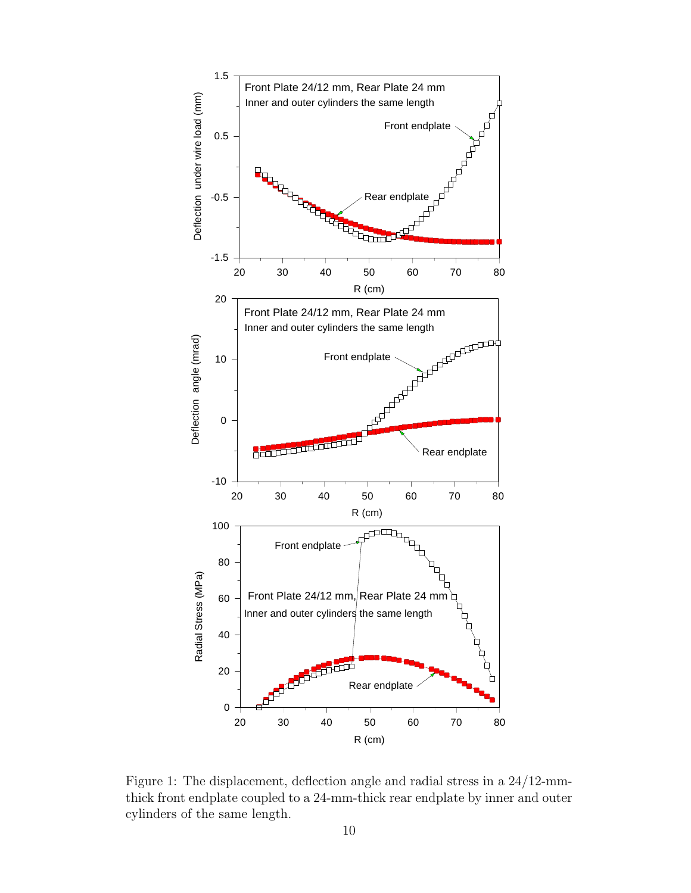Figure 1: The displacement, deflection angle and radial stress in a 24/12-mm-thick front endplate coupled to a 24-mm-thick rear endplate by inner and outer cylinders of the same length.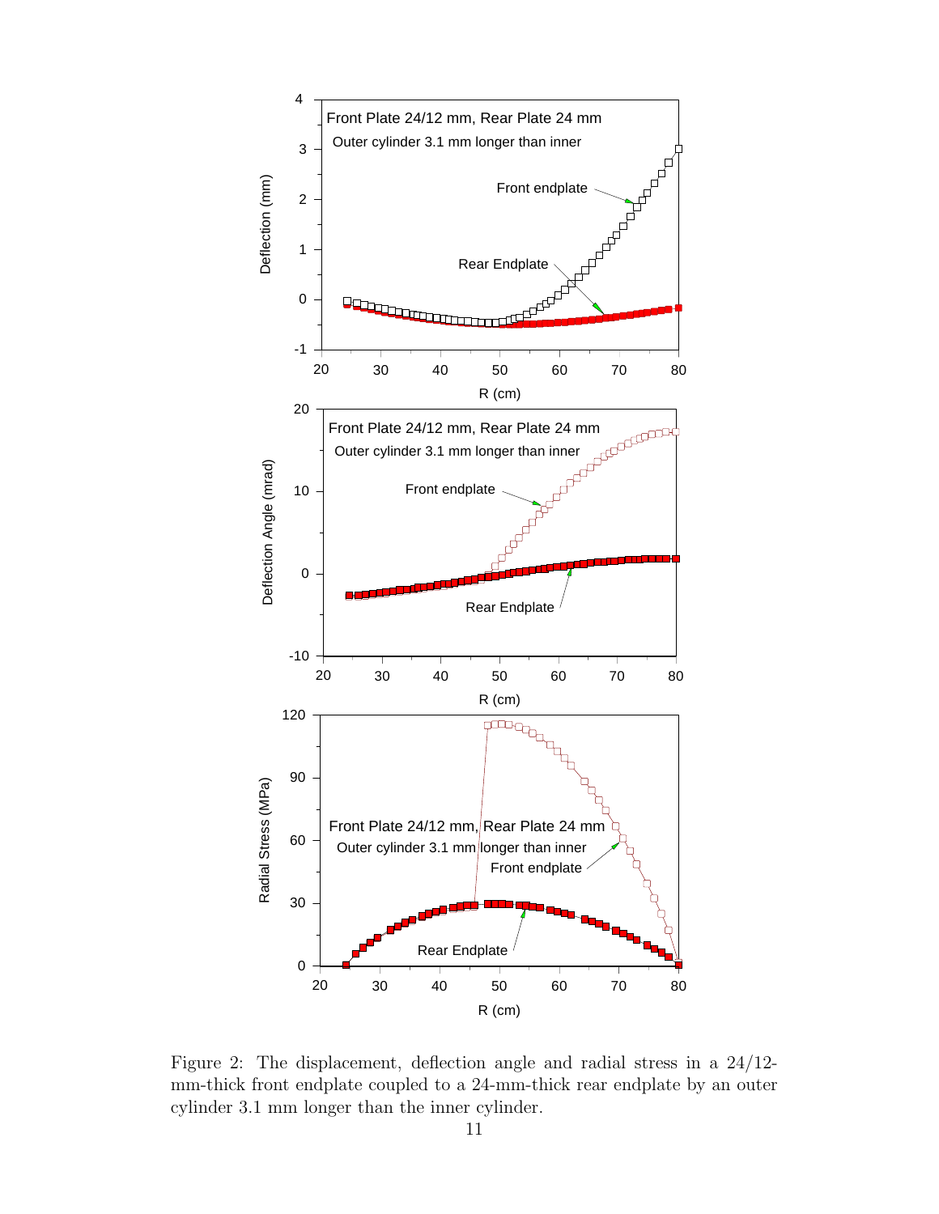Figure 2: The displacement, deflection angle and radial stress in a 24/12-mm-thick front endplate coupled to a 24-mm-thick rear endplate by an outer cylinder 3.1 mm longer than the inner cylinder.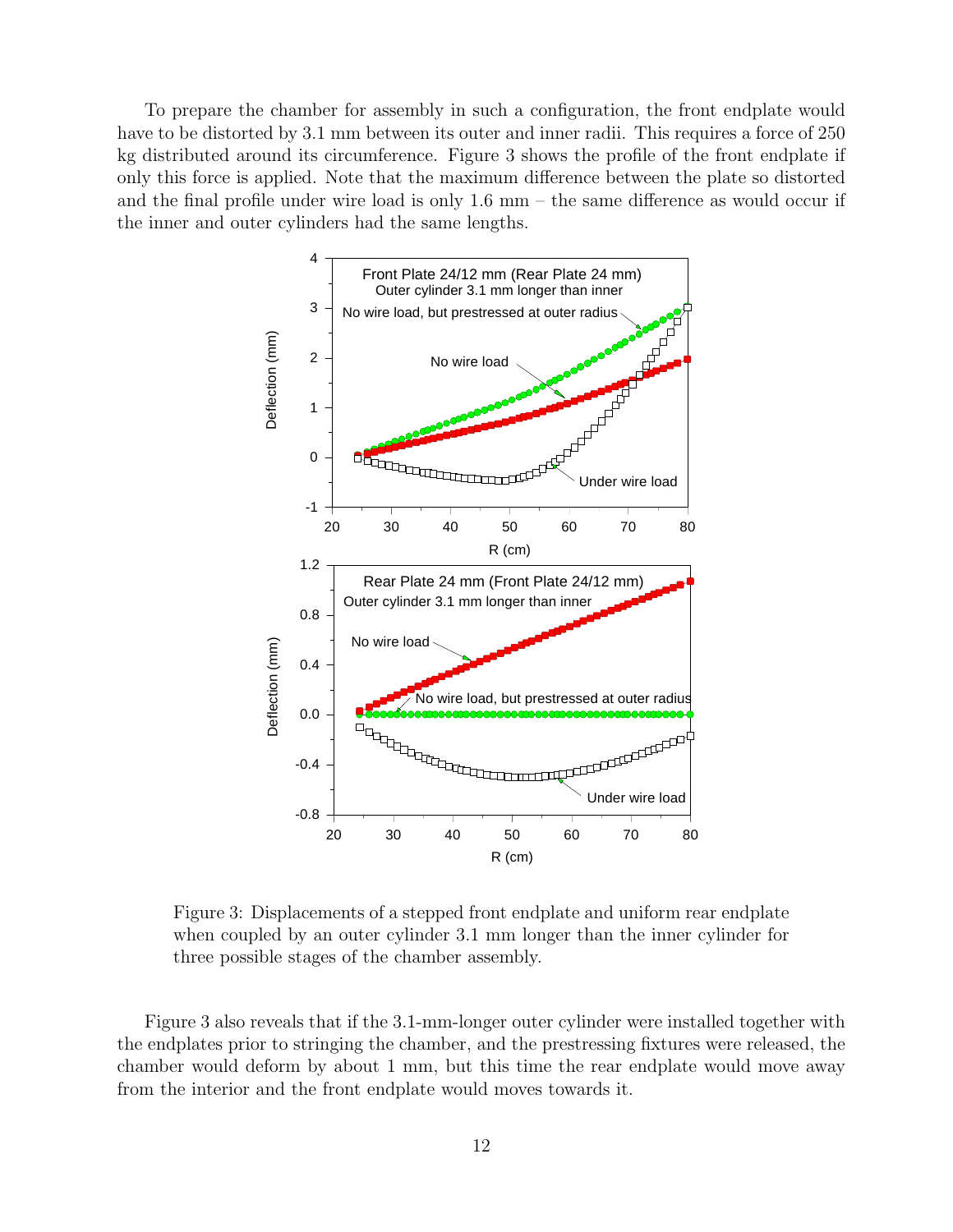To prepare the chamber for assembly in such a configuration, the front endplate would have to be distorted by 3.1 mm between its outer and inner radii. This requires a force of 250 kg distributed around its circumference. Figure 3 shows the profile of the front endplate if only this force is applied. Note that the maximum difference between the plate so distorted and the final profile under wire load is only 1.6 mm – the same difference as would occur if the inner and outer cylinders had the same lengths.

Figure 3: Displacements of a stepped front endplate and uniform rear endplate when coupled by an outer cylinder 3.1 mm longer than the inner cylinder for three possible stages of the chamber assembly.

Figure 3 also reveals that if the 3.1-mm-longer outer cylinder were installed together with the endplates prior to stringing the chamber, and the prestressing fixtures were released, the chamber would deform by about 1 mm, but this time the rear endplate would move away from the interior and the front endplate would moves towards it.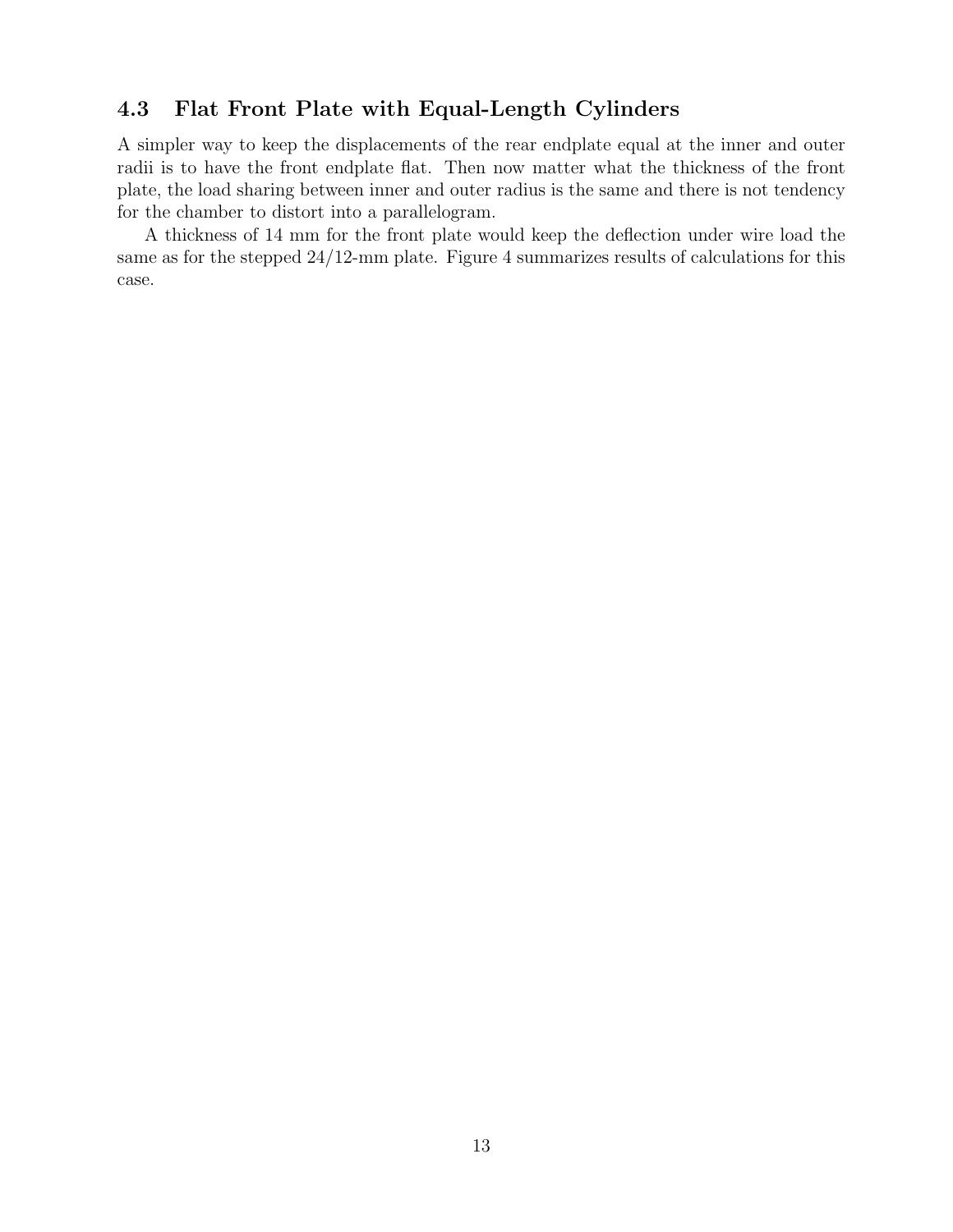### 4.3 Flat Front Plate with Equal-Length Cylinders

A simpler way to keep the displacements of the rear endplate equal at the inner and outer radii is to have the front endplate flat. Then now matter what the thickness of the front plate, the load sharing between inner and outer radius is the same and there is not tendency for the chamber to distort into a parallelogram.

A thickness of 14 mm for the front plate would keep the deflection under wire load the same as for the stepped 24/12-mm plate. Figure 4 summarizes results of calculations for this case.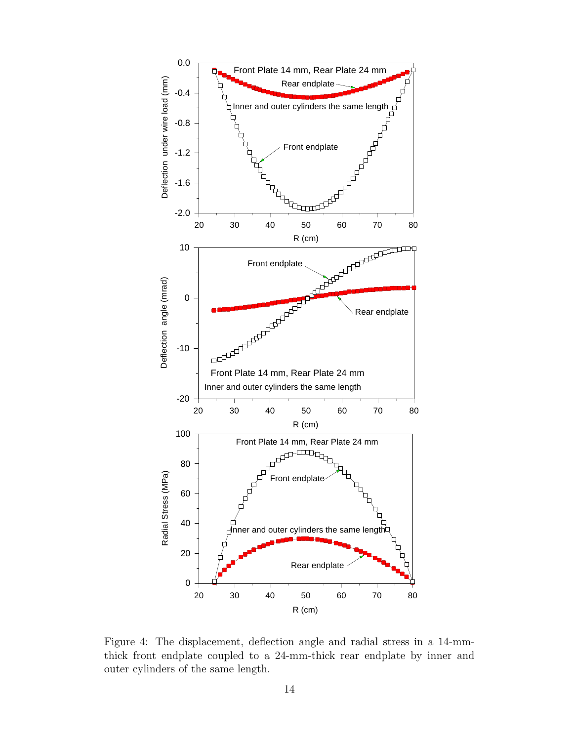Front Plate 14 mm, Rear Plate 24 mm

Rear endplate

Inner and outer cylinders the same length

Front endplate

Deflection under wire load (mm)

0.0
-0.4
-0.8
-1.2
-1.6
-2.0

20 30 40 50 60 70 80

R (cm)

Front endplate

Rear endplate

Front Plate 14 mm, Rear Plate 24 mm

Inner and outer cylinders the same length

Deflection angle (mrad)

10
0
-10
-20

20 30 40 50 60 70 80

R (cm)

Front Plate 14 mm, Rear Plate 24 mm

Front endplate

Inner and outer cylinders the same length

Rear endplate

Radial Stress (MPa)

100
80
60
40
20
0

20 30 40 50 60 70 80

R (cm)

Figure 4: The displacement, deflection angle and radial stress in a 14-mm-thick front endplate coupled to a 24-mm-thick rear endplate by inner and outer cylinders of the same length.